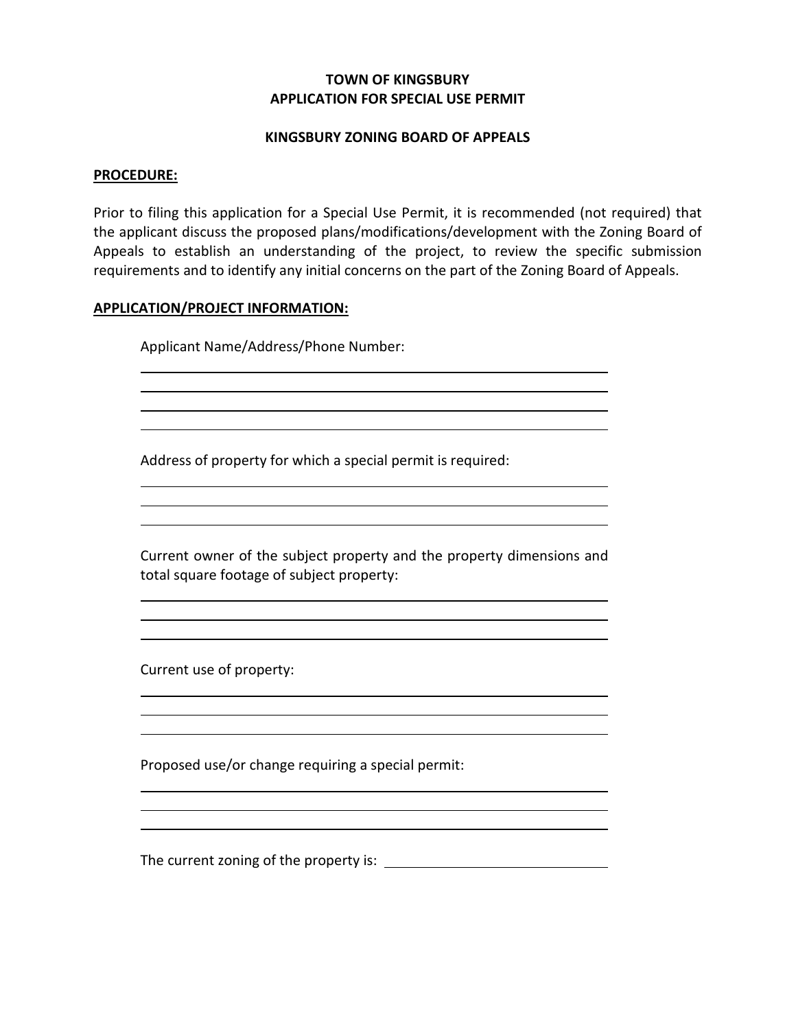**TOWN OF KINGSBURY**
**APPLICATION FOR SPECIAL USE PERMIT**

**KINGSBURY ZONING BOARD OF APPEALS**

**PROCEDURE:**

Prior to filing this application for a Special Use Permit, it is recommended (not required) that the applicant discuss the proposed plans/modifications/development with the Zoning Board of Appeals to establish an understanding of the project, to review the specific submission requirements and to identify any initial concerns on the part of the Zoning Board of Appeals.

**APPLICATION/PROJECT INFORMATION:**

Applicant Name/Address/Phone Number:

\_\_\_\_\_\_\_\_\_\_\_\_\_\_\_\_\_\_\_\_\_\_\_\_\_\_\_\_\_\_\_\_\_\_\_\_\_\_\_\_\_\_\_\_\_\_\_\_

\_\_\_\_\_\_\_\_\_\_\_\_\_\_\_\_\_\_\_\_\_\_\_\_\_\_\_\_\_\_\_\_\_\_\_\_\_\_\_\_\_\_\_\_\_\_\_\_

\_\_\_\_\_\_\_\_\_\_\_\_\_\_\_\_\_\_\_\_\_\_\_\_\_\_\_\_\_\_\_\_\_\_\_\_\_\_\_\_\_\_\_\_\_\_\_\_

\_\_\_\_\_\_\_\_\_\_\_\_\_\_\_\_\_\_\_\_\_\_\_\_\_\_\_\_\_\_\_\_\_\_\_\_\_\_\_\_\_\_\_\_\_\_\_\_

Address of property for which a special permit is required:

\_\_\_\_\_\_\_\_\_\_\_\_\_\_\_\_\_\_\_\_\_\_\_\_\_\_\_\_\_\_\_\_\_\_\_\_\_\_\_\_\_\_\_\_\_\_\_\_

\_\_\_\_\_\_\_\_\_\_\_\_\_\_\_\_\_\_\_\_\_\_\_\_\_\_\_\_\_\_\_\_\_\_\_\_\_\_\_\_\_\_\_\_\_\_\_\_

\_\_\_\_\_\_\_\_\_\_\_\_\_\_\_\_\_\_\_\_\_\_\_\_\_\_\_\_\_\_\_\_\_\_\_\_\_\_\_\_\_\_\_\_\_\_\_\_

Current owner of the subject property and the property dimensions and total square footage of subject property:

\_\_\_\_\_\_\_\_\_\_\_\_\_\_\_\_\_\_\_\_\_\_\_\_\_\_\_\_\_\_\_\_\_\_\_\_\_\_\_\_\_\_\_\_\_\_\_\_

\_\_\_\_\_\_\_\_\_\_\_\_\_\_\_\_\_\_\_\_\_\_\_\_\_\_\_\_\_\_\_\_\_\_\_\_\_\_\_\_\_\_\_\_\_\_\_\_

\_\_\_\_\_\_\_\_\_\_\_\_\_\_\_\_\_\_\_\_\_\_\_\_\_\_\_\_\_\_\_\_\_\_\_\_\_\_\_\_\_\_\_\_\_\_\_\_

Current use of property:

\_\_\_\_\_\_\_\_\_\_\_\_\_\_\_\_\_\_\_\_\_\_\_\_\_\_\_\_\_\_\_\_\_\_\_\_\_\_\_\_\_\_\_\_\_\_\_\_

\_\_\_\_\_\_\_\_\_\_\_\_\_\_\_\_\_\_\_\_\_\_\_\_\_\_\_\_\_\_\_\_\_\_\_\_\_\_\_\_\_\_\_\_\_\_\_\_

\_\_\_\_\_\_\_\_\_\_\_\_\_\_\_\_\_\_\_\_\_\_\_\_\_\_\_\_\_\_\_\_\_\_\_\_\_\_\_\_\_\_\_\_\_\_\_\_

Proposed use/or change requiring a special permit:

\_\_\_\_\_\_\_\_\_\_\_\_\_\_\_\_\_\_\_\_\_\_\_\_\_\_\_\_\_\_\_\_\_\_\_\_\_\_\_\_\_\_\_\_\_\_\_\_

\_\_\_\_\_\_\_\_\_\_\_\_\_\_\_\_\_\_\_\_\_\_\_\_\_\_\_\_\_\_\_\_\_\_\_\_\_\_\_\_\_\_\_\_\_\_\_\_

\_\_\_\_\_\_\_\_\_\_\_\_\_\_\_\_\_\_\_\_\_\_\_\_\_\_\_\_\_\_\_\_\_\_\_\_\_\_\_\_\_\_\_\_\_\_\_\_

The current zoning of the property is: \_\_\_\_\_\_\_\_\_\_\_\_\_\_\_\_\_\_\_\_\_\_\_\_\_\_\_\_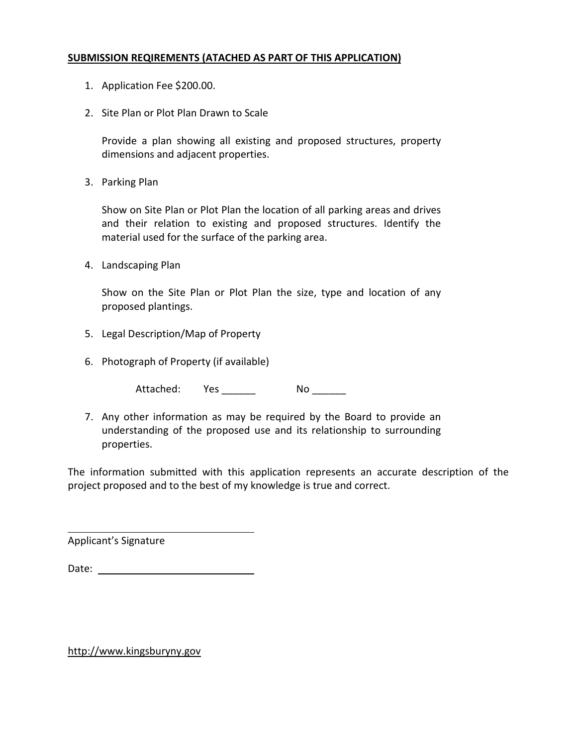**SUBMISSION REQIREMENTS (ATACHED AS PART OF THIS APPLICATION)**

1. Application Fee $200.00.

2. Site Plan or Plot Plan Drawn to Scale

   Provide a plan showing all existing and proposed structures, property dimensions and adjacent properties.

3. Parking Plan

   Show on Site Plan or Plot Plan the location of all parking areas and drives and their relation to existing and proposed structures. Identify the material used for the surface of the parking area.

4. Landscaping Plan

   Show on the Site Plan or Plot Plan the size, type and location of any proposed plantings.

5. Legal Description/Map of Property

6. Photograph of Property (if available)

   Attached: Yes ______ No ______

7. Any other information as may be required by the Board to provide an understanding of the proposed use and its relationship to surrounding properties.

The information submitted with this application represents an accurate description of the project proposed and to the best of my knowledge is true and correct.

\_\_\_\_\_\_\_\_\_\_\_\_\_\_\_\_\_\_\_\_\_\_\_\_\_\_\_\_\_\_\_\_\_\_\_\_

Applicant's Signature

Date: \_\_\_\_\_\_\_\_\_\_\_\_\_\_\_\_\_\_\_\_\_\_\_\_\_\_\_\_

http://www.kingsburyny.gov